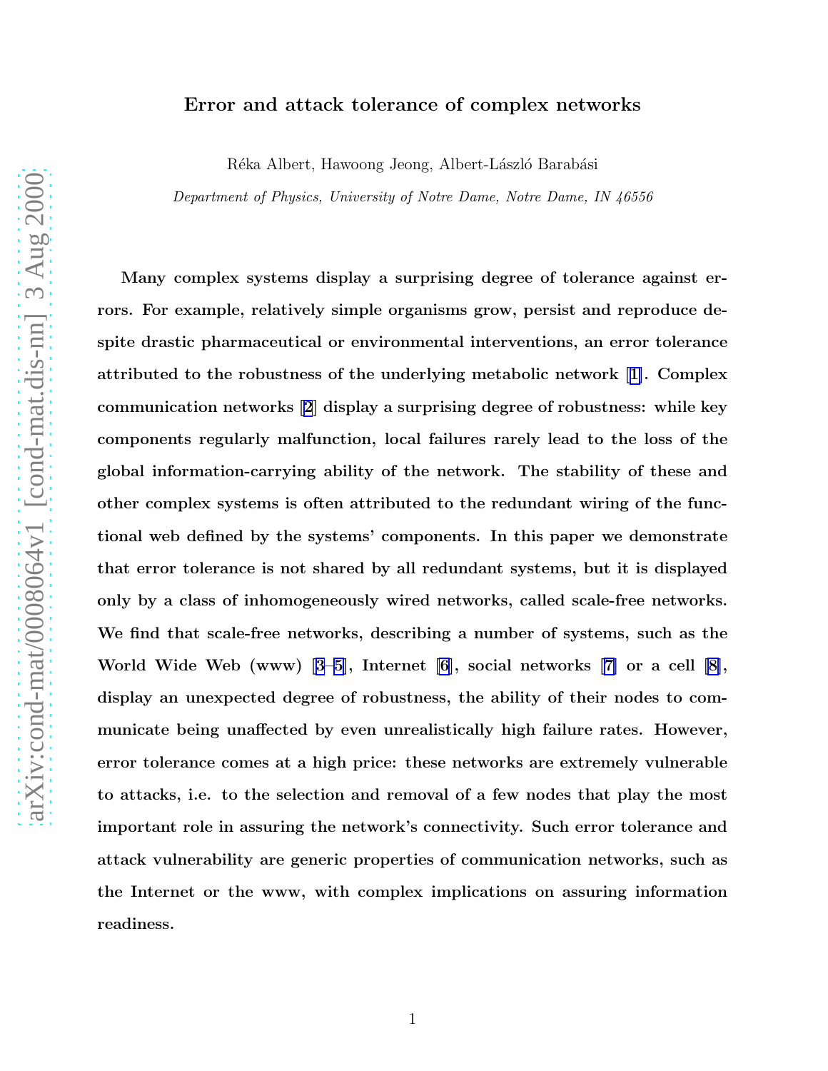# Error and attack tolerance of complex networks

Réka Albert, Hawoong Jeong, Albert-László Barabási

*Department of Physics, University of Notre Dame, Notre Dame, IN 46556*

**Many complex systems display a surprising degree of tolerance against errors. For example, relatively simple organisms grow, persist and reproduce despite drastic pharmaceutical or environmental interventions, an error tolerance attributed to the robustness of the underlying metabolic network [1]. Complex communication networks [2] display a surprising degree of robustness: while key components regularly malfunction, local failures rarely lead to the loss of the global information-carrying ability of the network. The stability of these and other complex systems is often attributed to the redundant wiring of the functional web defined by the systems' components. In this paper we demonstrate that error tolerance is not shared by all redundant systems, but it is displayed only by a class of inhomogeneously wired networks, called scale-free networks. We find that scale-free networks, describing a number of systems, such as the World Wide Web (www) [3–5], Internet [6], social networks [7] or a cell [8], display an unexpected degree of robustness, the ability of their nodes to communicate being unaffected by even unrealistically high failure rates. However, error tolerance comes at a high price: these networks are extremely vulnerable to attacks, i.e. to the selection and removal of a few nodes that play the most important role in assuring the network's connectivity. Such error tolerance and attack vulnerability are generic properties of communication networks, such as the Internet or the www, with complex implications on assuring information readiness.**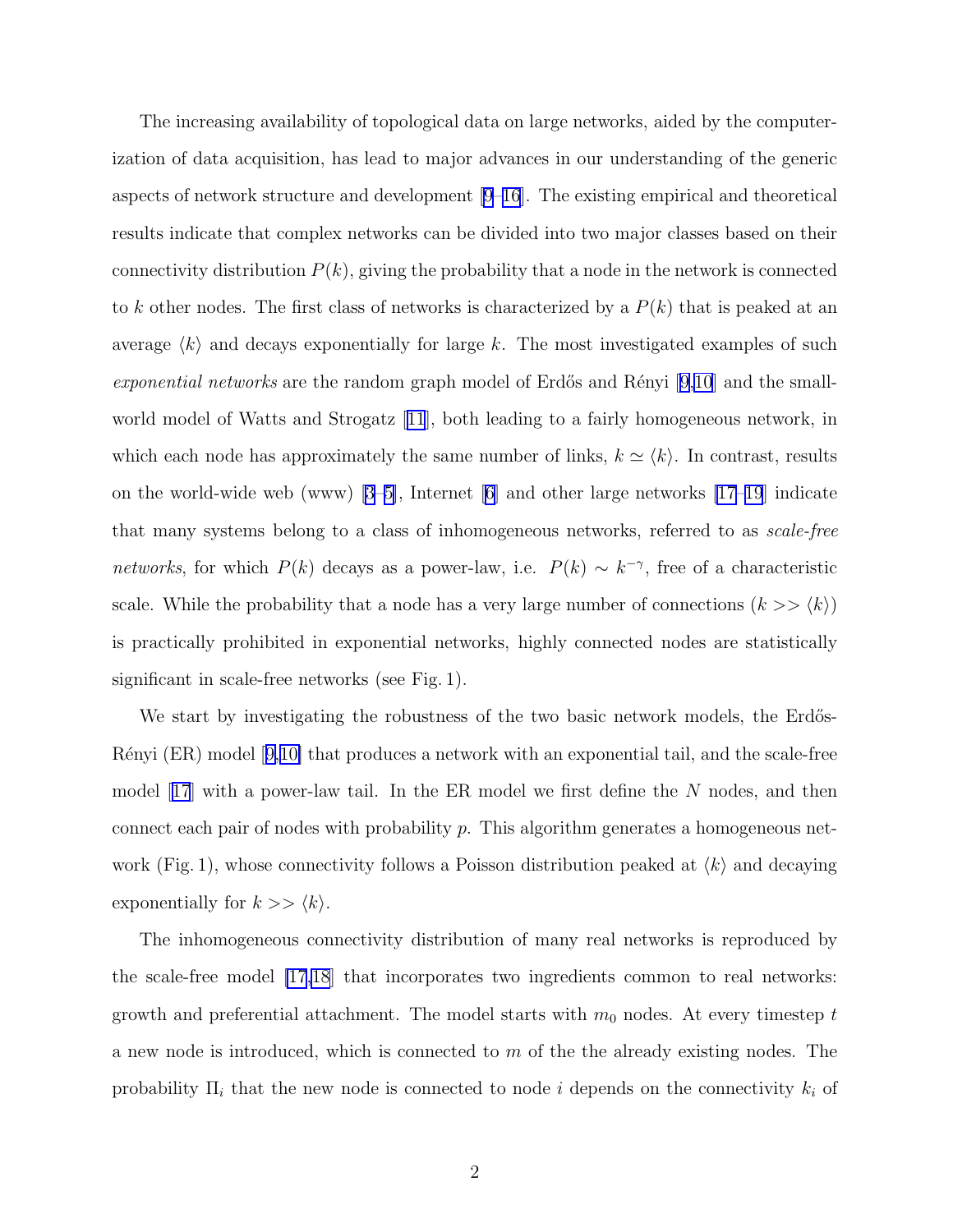The increasing availability of topological data on large networks, aided by the computerization of data acquisition, has lead to major advances in our understanding of the generic aspects of network structure and development [9–16]. The existing empirical and theoretical results indicate that complex networks can be divided into two major classes based on their connectivity distribution $P(k)$, giving the probability that a node in the network is connected to $k$ other nodes. The first class of networks is characterized by a $P(k)$ that is peaked at an average $\langle k \rangle$ and decays exponentially for large $k$. The most investigated examples of such *exponential networks* are the random graph model of Erdős and Rényi [9,10] and the small-world model of Watts and Strogatz [11], both leading to a fairly homogeneous network, in which each node has approximately the same number of links, $k \simeq \langle k \rangle$. In contrast, results on the world-wide web (www) [3–5], Internet [6] and other large networks [17–19] indicate that many systems belong to a class of inhomogeneous networks, referred to as *scale-free networks*, for which $P(k)$ decays as a power-law, i.e. $P(k) \sim k^{-\gamma}$, free of a characteristic scale. While the probability that a node has a very large number of connections ($k >> \langle k \rangle$) is practically prohibited in exponential networks, highly connected nodes are statistically significant in scale-free networks (see Fig. 1).

We start by investigating the robustness of the two basic network models, the Erdős-Rényi (ER) model [9,10] that produces a network with an exponential tail, and the scale-free model [17] with a power-law tail. In the ER model we first define the $N$ nodes, and then connect each pair of nodes with probability $p$. This algorithm generates a homogeneous network (Fig. 1), whose connectivity follows a Poisson distribution peaked at $\langle k \rangle$ and decaying exponentially for $k >> \langle k \rangle$.

The inhomogeneous connectivity distribution of many real networks is reproduced by the scale-free model [17,18] that incorporates two ingredients common to real networks: growth and preferential attachment. The model starts with $m_0$ nodes. At every timestep $t$ a new node is introduced, which is connected to $m$ of the the already existing nodes. The probability $\Pi_i$ that the new node is connected to node $i$ depends on the connectivity $k_i$ of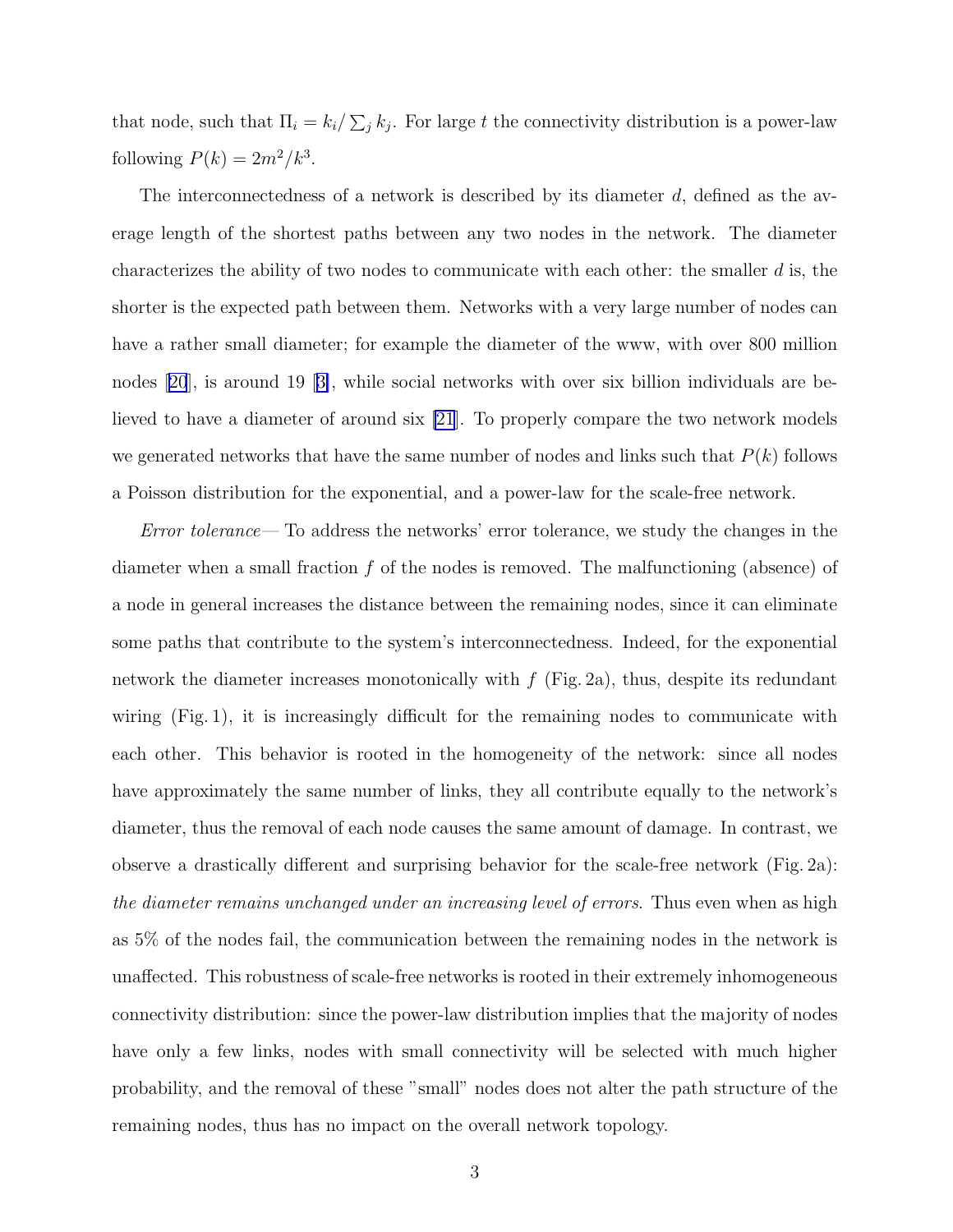that node, such that $\Pi_i = k_i / \sum_j k_j$. For large $t$ the connectivity distribution is a power-law following $P(k) = 2m^2/k^3$.

The interconnectedness of a network is described by its diameter $d$, defined as the average length of the shortest paths between any two nodes in the network. The diameter characterizes the ability of two nodes to communicate with each other: the smaller $d$ is, the shorter is the expected path between them. Networks with a very large number of nodes can have a rather small diameter; for example the diameter of the www, with over 800 million nodes [20], is around 19 [3], while social networks with over six billion individuals are believed to have a diameter of around six [21]. To properly compare the two network models we generated networks that have the same number of nodes and links such that $P(k)$ follows a Poisson distribution for the exponential, and a power-law for the scale-free network.

*Error tolerance*— To address the networks' error tolerance, we study the changes in the diameter when a small fraction $f$ of the nodes is removed. The malfunctioning (absence) of a node in general increases the distance between the remaining nodes, since it can eliminate some paths that contribute to the system's interconnectedness. Indeed, for the exponential network the diameter increases monotonically with $f$ (Fig. 2a), thus, despite its redundant wiring (Fig. 1), it is increasingly difficult for the remaining nodes to communicate with each other. This behavior is rooted in the homogeneity of the network: since all nodes have approximately the same number of links, they all contribute equally to the network's diameter, thus the removal of each node causes the same amount of damage. In contrast, we observe a drastically different and surprising behavior for the scale-free network (Fig. 2a): *the diameter remains unchanged under an increasing level of errors*. Thus even when as high as 5% of the nodes fail, the communication between the remaining nodes in the network is unaffected. This robustness of scale-free networks is rooted in their extremely inhomogeneous connectivity distribution: since the power-law distribution implies that the majority of nodes have only a few links, nodes with small connectivity will be selected with much higher probability, and the removal of these "small" nodes does not alter the path structure of the remaining nodes, thus has no impact on the overall network topology.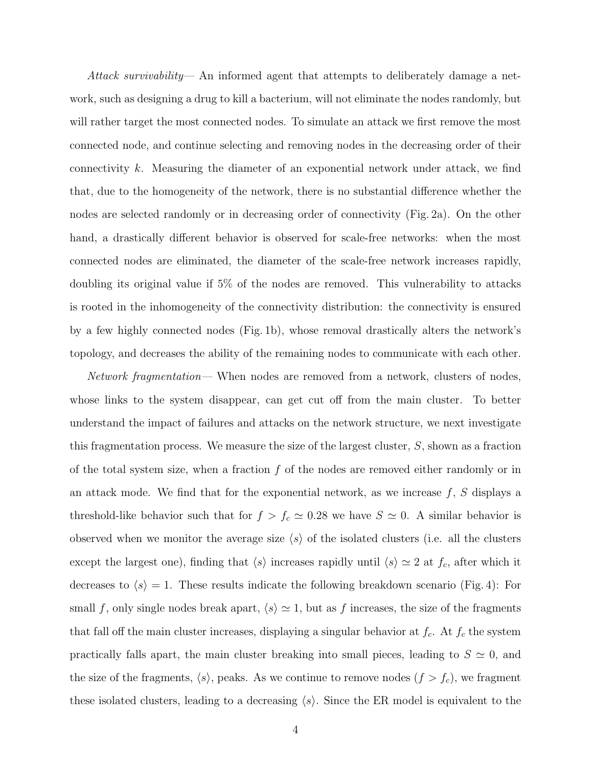*Attack survivability*— An informed agent that attempts to deliberately damage a network, such as designing a drug to kill a bacterium, will not eliminate the nodes randomly, but will rather target the most connected nodes. To simulate an attack we first remove the most connected node, and continue selecting and removing nodes in the decreasing order of their connectivity $k$. Measuring the diameter of an exponential network under attack, we find that, due to the homogeneity of the network, there is no substantial difference whether the nodes are selected randomly or in decreasing order of connectivity (Fig. 2a). On the other hand, a drastically different behavior is observed for scale-free networks: when the most connected nodes are eliminated, the diameter of the scale-free network increases rapidly, doubling its original value if 5% of the nodes are removed. This vulnerability to attacks is rooted in the inhomogeneity of the connectivity distribution: the connectivity is ensured by a few highly connected nodes (Fig. 1b), whose removal drastically alters the network's topology, and decreases the ability of the remaining nodes to communicate with each other.

*Network fragmentation*— When nodes are removed from a network, clusters of nodes, whose links to the system disappear, can get cut off from the main cluster. To better understand the impact of failures and attacks on the network structure, we next investigate this fragmentation process. We measure the size of the largest cluster, $S$, shown as a fraction of the total system size, when a fraction $f$ of the nodes are removed either randomly or in an attack mode. We find that for the exponential network, as we increase $f$, $S$ displays a threshold-like behavior such that for $f > f_c \simeq 0.28$ we have $S \simeq 0$. A similar behavior is observed when we monitor the average size $\langle s \rangle$ of the isolated clusters (i.e. all the clusters except the largest one), finding that $\langle s \rangle$ increases rapidly until $\langle s \rangle \simeq 2$ at $f_c$, after which it decreases to $\langle s \rangle = 1$. These results indicate the following breakdown scenario (Fig. 4): For small $f$, only single nodes break apart, $\langle s \rangle \simeq 1$, but as $f$ increases, the size of the fragments that fall off the main cluster increases, displaying a singular behavior at $f_c$. At $f_c$ the system practically falls apart, the main cluster breaking into small pieces, leading to $S \simeq 0$, and the size of the fragments, $\langle s \rangle$, peaks. As we continue to remove nodes ($f > f_c$), we fragment these isolated clusters, leading to a decreasing $\langle s \rangle$. Since the ER model is equivalent to the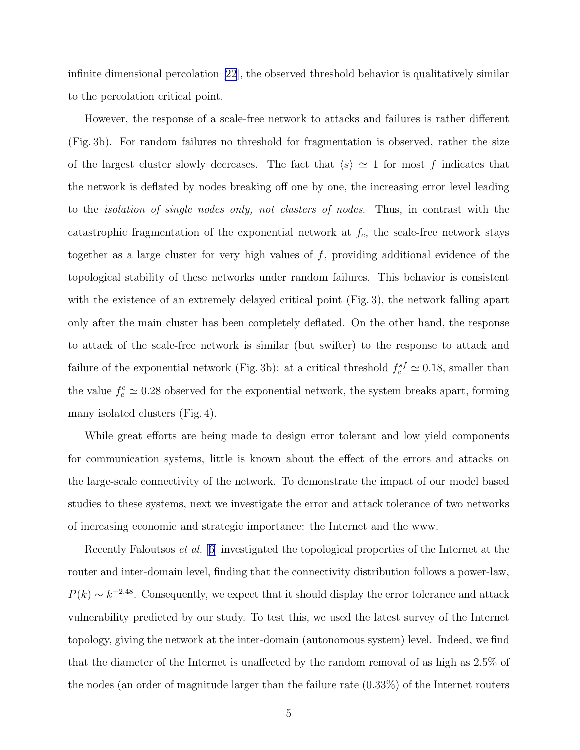infinite dimensional percolation [22], the observed threshold behavior is qualitatively similar to the percolation critical point.

However, the response of a scale-free network to attacks and failures is rather different (Fig. 3b). For random failures no threshold for fragmentation is observed, rather the size of the largest cluster slowly decreases. The fact that $\langle s \rangle \simeq 1$ for most $f$ indicates that the network is deflated by nodes breaking off one by one, the increasing error level leading to the *isolation of single nodes only, not clusters of nodes*. Thus, in contrast with the catastrophic fragmentation of the exponential network at $f_c$, the scale-free network stays together as a large cluster for very high values of $f$, providing additional evidence of the topological stability of these networks under random failures. This behavior is consistent with the existence of an extremely delayed critical point (Fig. 3), the network falling apart only after the main cluster has been completely deflated. On the other hand, the response to attack of the scale-free network is similar (but swifter) to the response to attack and failure of the exponential network (Fig. 3b): at a critical threshold $f_c^{sf} \simeq 0.18$, smaller than the value $f_c^{e} \simeq 0.28$ observed for the exponential network, the system breaks apart, forming many isolated clusters (Fig. 4).

While great efforts are being made to design error tolerant and low yield components for communication systems, little is known about the effect of the errors and attacks on the large-scale connectivity of the network. To demonstrate the impact of our model based studies to these systems, next we investigate the error and attack tolerance of two networks of increasing economic and strategic importance: the Internet and the www.

Recently Faloutsos *et al.* [6] investigated the topological properties of the Internet at the router and inter-domain level, finding that the connectivity distribution follows a power-law, $P(k) \sim k^{-2.48}$. Consequently, we expect that it should display the error tolerance and attack vulnerability predicted by our study. To test this, we used the latest survey of the Internet topology, giving the network at the inter-domain (autonomous system) level. Indeed, we find that the diameter of the Internet is unaffected by the random removal of as high as 2.5% of the nodes (an order of magnitude larger than the failure rate (0.33%) of the Internet routers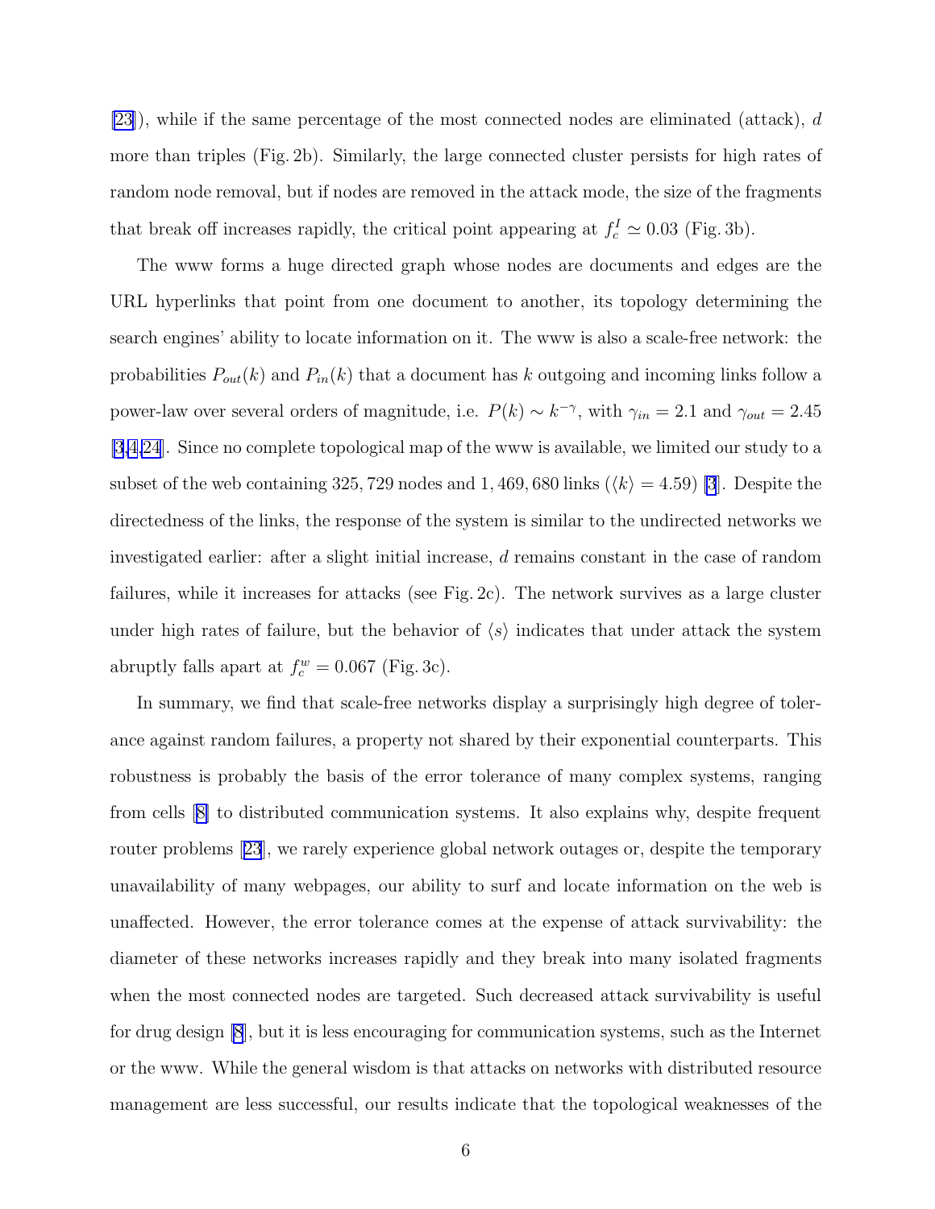[23]), while if the same percentage of the most connected nodes are eliminated (attack), $d$ more than triples (Fig. 2b). Similarly, the large connected cluster persists for high rates of random node removal, but if nodes are removed in the attack mode, the size of the fragments that break off increases rapidly, the critical point appearing at $f_c^I \simeq 0.03$ (Fig. 3b).

The www forms a huge directed graph whose nodes are documents and edges are the URL hyperlinks that point from one document to another, its topology determining the search engines' ability to locate information on it. The www is also a scale-free network: the probabilities $P_{out}(k)$ and $P_{in}(k)$ that a document has $k$ outgoing and incoming links follow a power-law over several orders of magnitude, i.e. $P(k) \sim k^{-\gamma}$, with $\gamma_{in} = 2.1$ and $\gamma_{out} = 2.45$ [3,4,24]. Since no complete topological map of the www is available, we limited our study to a subset of the web containing 325,729 nodes and 1,469,680 links ($\langle k \rangle = 4.59$) [3]. Despite the directedness of the links, the response of the system is similar to the undirected networks we investigated earlier: after a slight initial increase, $d$ remains constant in the case of random failures, while it increases for attacks (see Fig. 2c). The network survives as a large cluster under high rates of failure, but the behavior of $\langle s \rangle$ indicates that under attack the system abruptly falls apart at $f_c^w = 0.067$ (Fig. 3c).

In summary, we find that scale-free networks display a surprisingly high degree of tolerance against random failures, a property not shared by their exponential counterparts. This robustness is probably the basis of the error tolerance of many complex systems, ranging from cells [8] to distributed communication systems. It also explains why, despite frequent router problems [23], we rarely experience global network outages or, despite the temporary unavailability of many webpages, our ability to surf and locate information on the web is unaffected. However, the error tolerance comes at the expense of attack survivability: the diameter of these networks increases rapidly and they break into many isolated fragments when the most connected nodes are targeted. Such decreased attack survivability is useful for drug design [8], but it is less encouraging for communication systems, such as the Internet or the www. While the general wisdom is that attacks on networks with distributed resource management are less successful, our results indicate that the topological weaknesses of the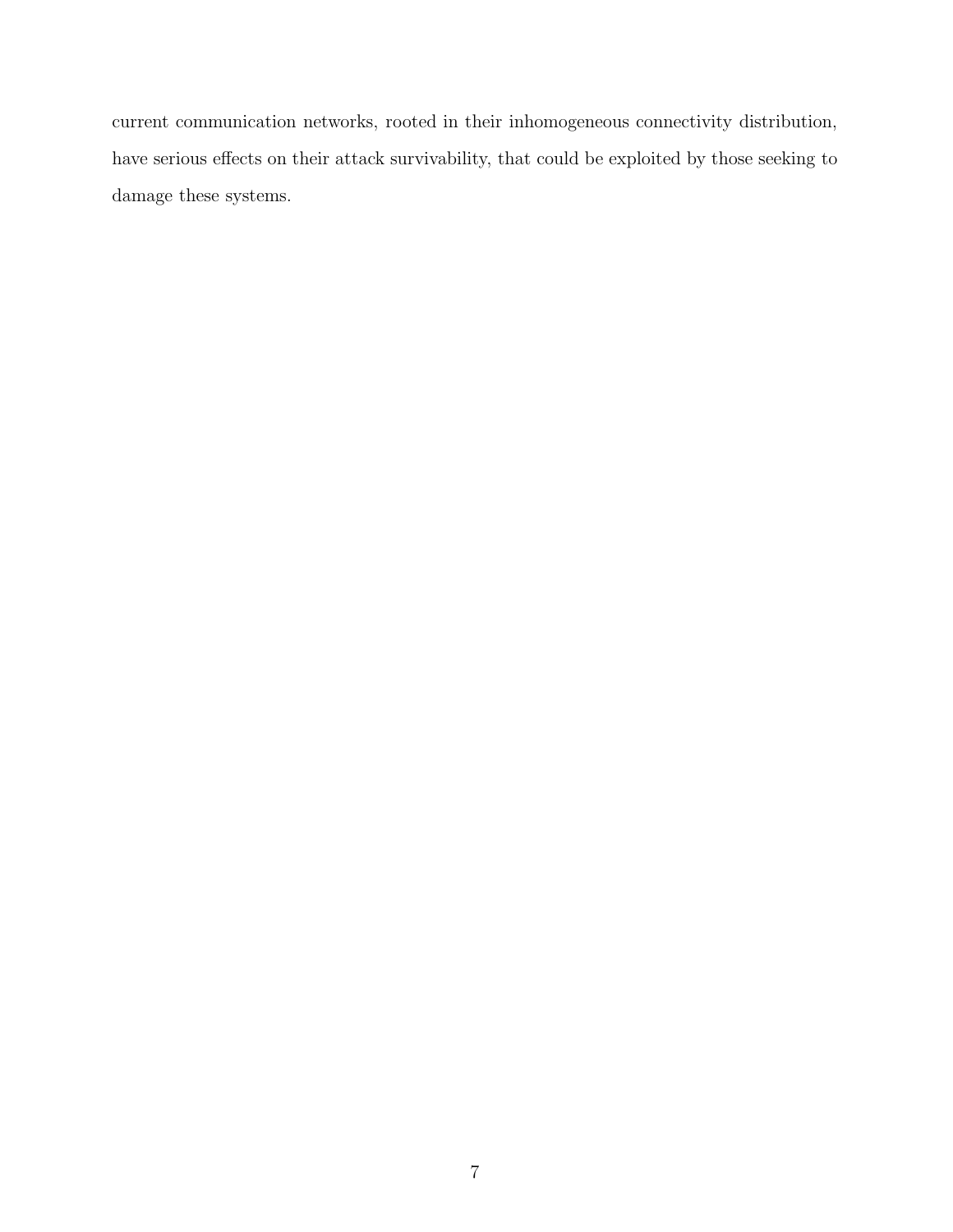current communication networks, rooted in their inhomogeneous connectivity distribution, have serious effects on their attack survivability, that could be exploited by those seeking to damage these systems.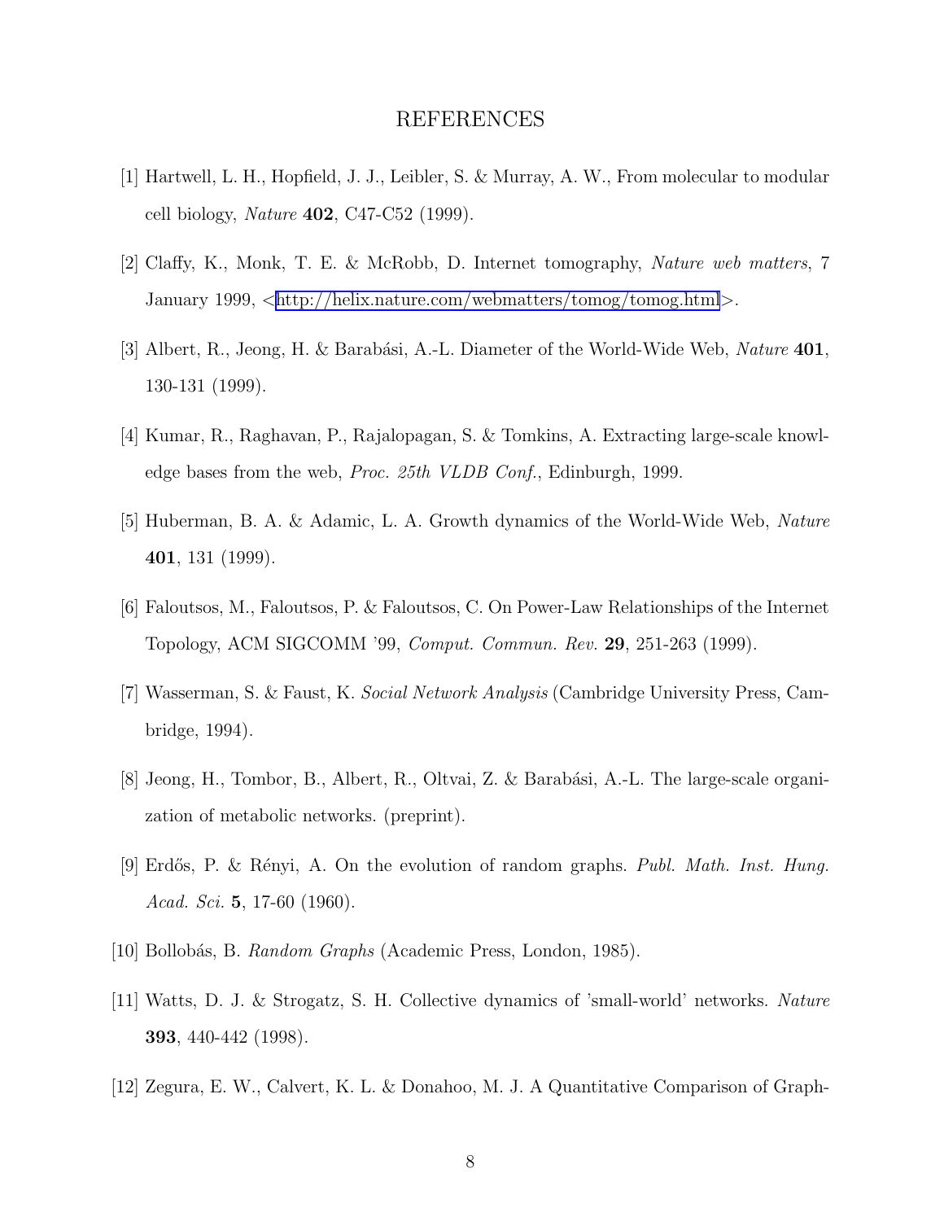# REFERENCES

[1] Hartwell, L. H., Hopfield, J. J., Leibler, S. & Murray, A. W., From molecular to modular cell biology, *Nature* **402**, C47-C52 (1999).

[2] Claffy, K., Monk, T. E. & McRobb, D. Internet tomography, *Nature web matters*, 7 January 1999, <http://helix.nature.com/webmatters/tomog/tomog.html>.

[3] Albert, R., Jeong, H. & Barabási, A.-L. Diameter of the World-Wide Web, *Nature* **401**, 130-131 (1999).

[4] Kumar, R., Raghavan, P., Rajalopagan, S. & Tomkins, A. Extracting large-scale knowledge bases from the web, *Proc. 25th VLDB Conf.*, Edinburgh, 1999.

[5] Huberman, B. A. & Adamic, L. A. Growth dynamics of the World-Wide Web, *Nature* **401**, 131 (1999).

[6] Faloutsos, M., Faloutsos, P. & Faloutsos, C. On Power-Law Relationships of the Internet Topology, ACM SIGCOMM '99, *Comput. Commun. Rev.* **29**, 251-263 (1999).

[7] Wasserman, S. & Faust, K. *Social Network Analysis* (Cambridge University Press, Cambridge, 1994).

[8] Jeong, H., Tombor, B., Albert, R., Oltvai, Z. & Barabási, A.-L. The large-scale organization of metabolic networks. (preprint).

[9] Erdős, P. & Rényi, A. On the evolution of random graphs. *Publ. Math. Inst. Hung. Acad. Sci.* **5**, 17-60 (1960).

[10] Bollobás, B. *Random Graphs* (Academic Press, London, 1985).

[11] Watts, D. J. & Strogatz, S. H. Collective dynamics of 'small-world' networks. *Nature* **393**, 440-442 (1998).

[12] Zegura, E. W., Calvert, K. L. & Donahoo, M. J. A Quantitative Comparison of Graph-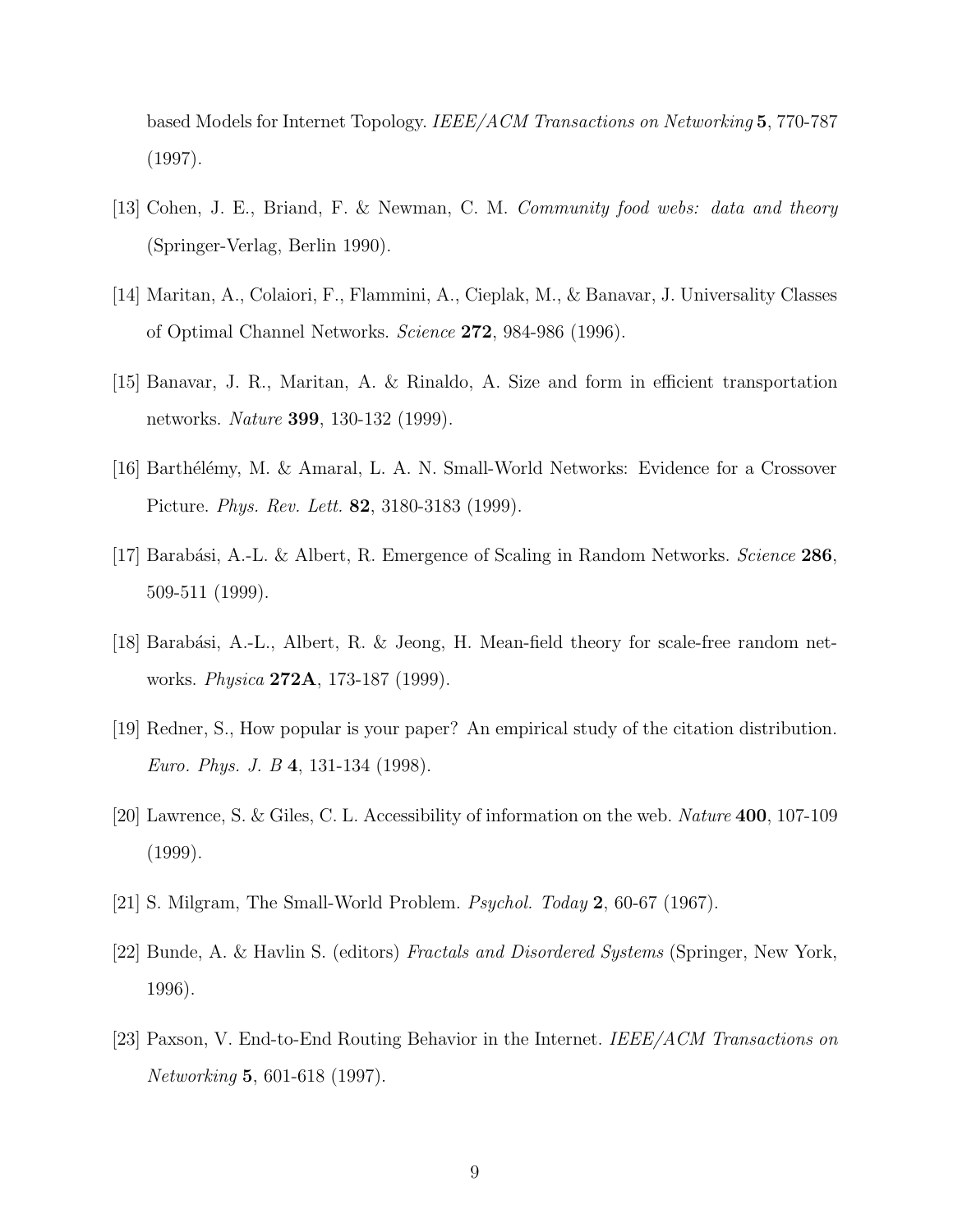based Models for Internet Topology. *IEEE/ACM Transactions on Networking* **5**, 770-787 (1997).

[13] Cohen, J. E., Briand, F. & Newman, C. M. *Community food webs: data and theory* (Springer-Verlag, Berlin 1990).

[14] Maritan, A., Colaiori, F., Flammini, A., Cieplak, M., & Banavar, J. Universality Classes of Optimal Channel Networks. *Science* **272**, 984-986 (1996).

[15] Banavar, J. R., Maritan, A. & Rinaldo, A. Size and form in efficient transportation networks. *Nature* **399**, 130-132 (1999).

[16] Barthélémy, M. & Amaral, L. A. N. Small-World Networks: Evidence for a Crossover Picture. *Phys. Rev. Lett.* **82**, 3180-3183 (1999).

[17] Barabási, A.-L. & Albert, R. Emergence of Scaling in Random Networks. *Science* **286**, 509-511 (1999).

[18] Barabási, A.-L., Albert, R. & Jeong, H. Mean-field theory for scale-free random networks. *Physica* **272A**, 173-187 (1999).

[19] Redner, S., How popular is your paper? An empirical study of the citation distribution. *Euro. Phys. J. B* **4**, 131-134 (1998).

[20] Lawrence, S. & Giles, C. L. Accessibility of information on the web. *Nature* **400**, 107-109 (1999).

[21] S. Milgram, The Small-World Problem. *Psychol. Today* **2**, 60-67 (1967).

[22] Bunde, A. & Havlin S. (editors) *Fractals and Disordered Systems* (Springer, New York, 1996).

[23] Paxson, V. End-to-End Routing Behavior in the Internet. *IEEE/ACM Transactions on Networking* **5**, 601-618 (1997).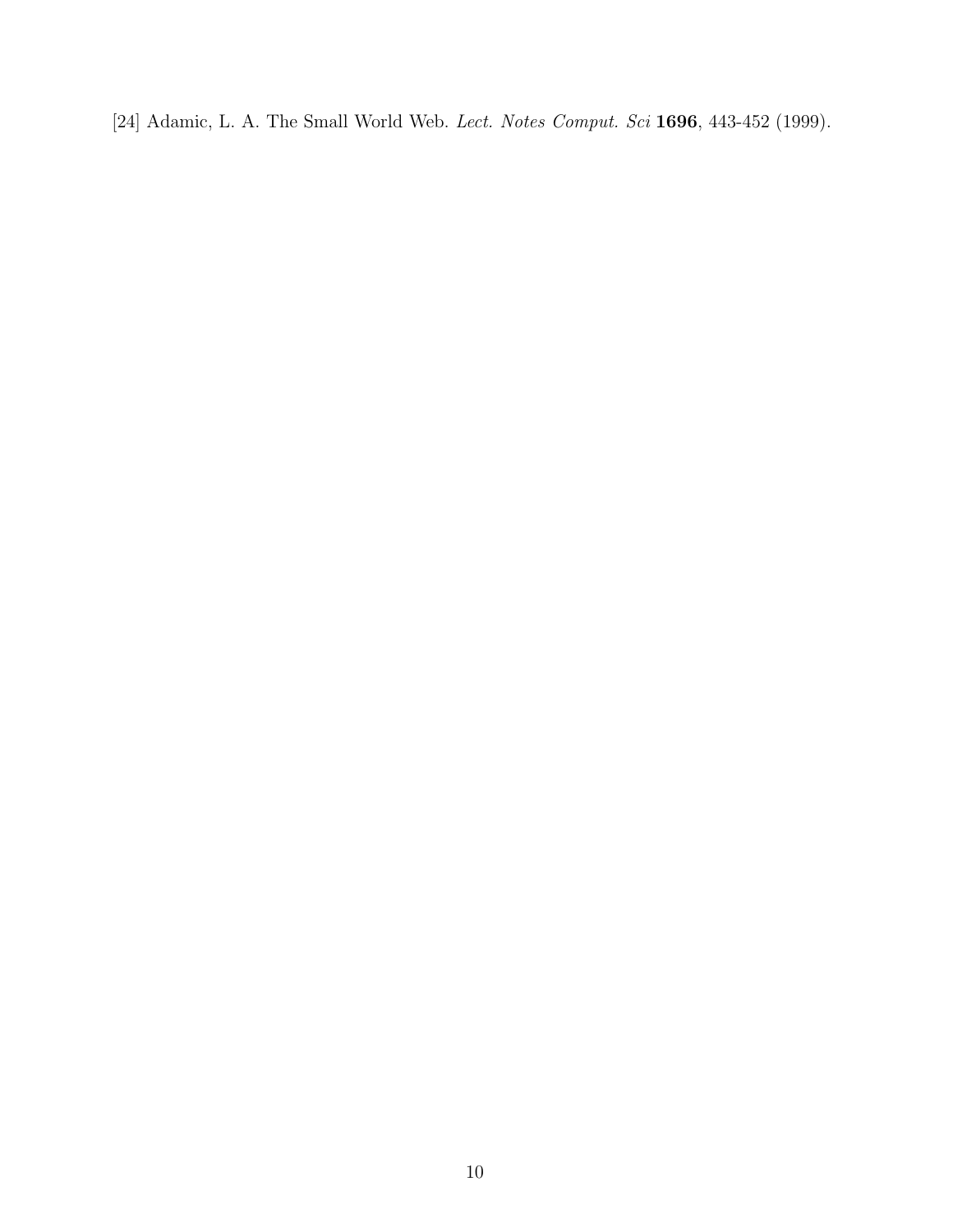[24] Adamic, L. A. The Small World Web. *Lect. Notes Comput. Sci* **1696**, 443-452 (1999).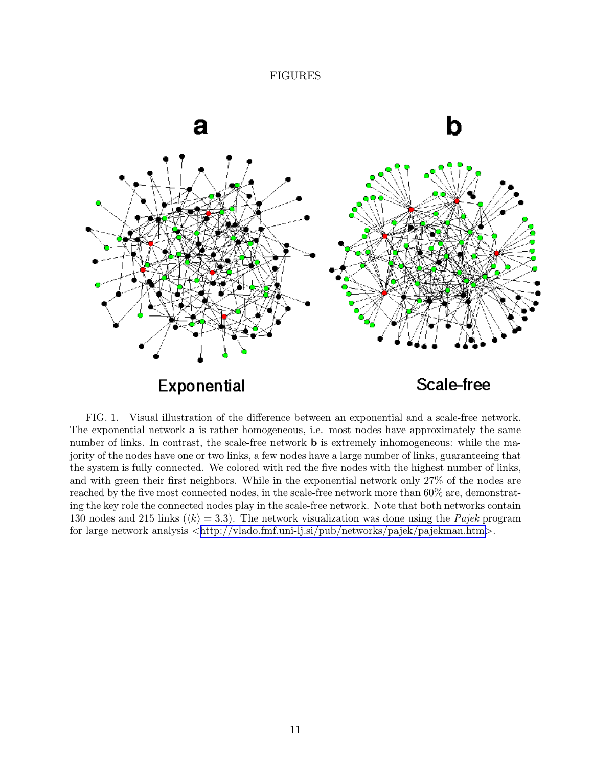# FIGURES

FIG. 1. Visual illustration of the difference between an exponential and a scale-free network. The exponential network **a** is rather homogeneous, i.e. most nodes have approximately the same number of links. In contrast, the scale-free network **b** is extremely inhomogeneous: while the majority of the nodes have one or two links, a few nodes have a large number of links, guaranteeing that the system is fully connected. We colored with red the five nodes with the highest number of links, and with green their first neighbors. While in the exponential network only 27% of the nodes are reached by the five most connected nodes, in the scale-free network more than 60% are, demonstrating the key role the connected nodes play in the scale-free network. Note that both networks contain 130 nodes and 215 links ($\langle k \rangle = 3.3$). The network visualization was done using the *Pajek* program for large network analysis <http://vlado.fmf.uni-lj.si/pub/networks/pajek/pajekman.htm>.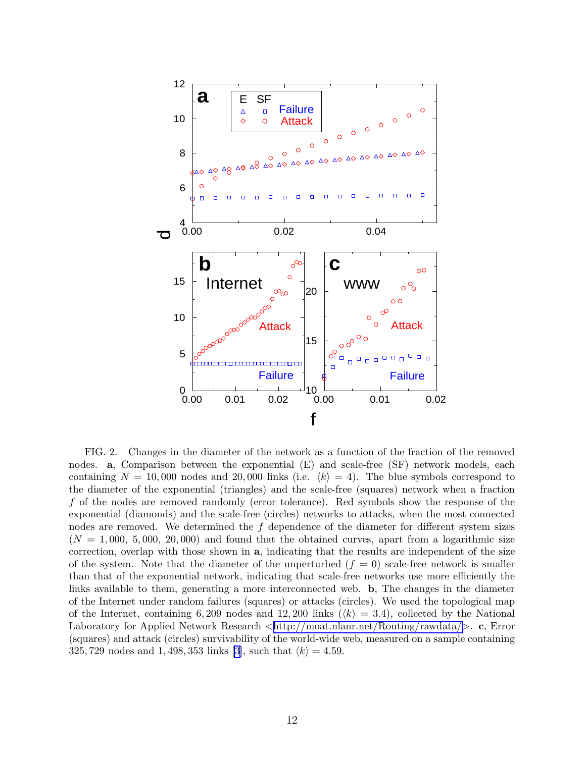FIG. 2. Changes in the diameter of the network as a function of the fraction of the removed nodes. **a**, Comparison between the exponential (E) and scale-free (SF) network models, each containing $N = 10,000$ nodes and 20,000 links (i.e. $\langle k \rangle = 4$). The blue symbols correspond to the diameter of the exponential (triangles) and the scale-free (squares) network when a fraction $f$ of the nodes are removed randomly (error tolerance). Red symbols show the response of the exponential (diamonds) and the scale-free (circles) networks to attacks, when the most connected nodes are removed. We determined the $f$ dependence of the diameter for different system sizes ($N = 1,000,\ 5,000,\ 20,000$) and found that the obtained curves, apart from a logarithmic size correction, overlap with those shown in **a**, indicating that the results are independent of the size of the system. Note that the diameter of the unperturbed ($f = 0$) scale-free network is smaller than that of the exponential network, indicating that scale-free networks use more efficiently the links available to them, generating a more interconnected web. **b**, The changes in the diameter of the Internet under random failures (squares) or attacks (circles). We used the topological map of the Internet, containing 6,209 nodes and 12,200 links ($\langle k \rangle = 3.4$), collected by the National Laboratory for Applied Network Research <http://moat.nlanr.net/Routing/rawdata/>. **c**, Error (squares) and attack (circles) survivability of the world-wide web, measured on a sample containing 325,729 nodes and 1,498,353 links [3], such that $\langle k \rangle = 4.59$.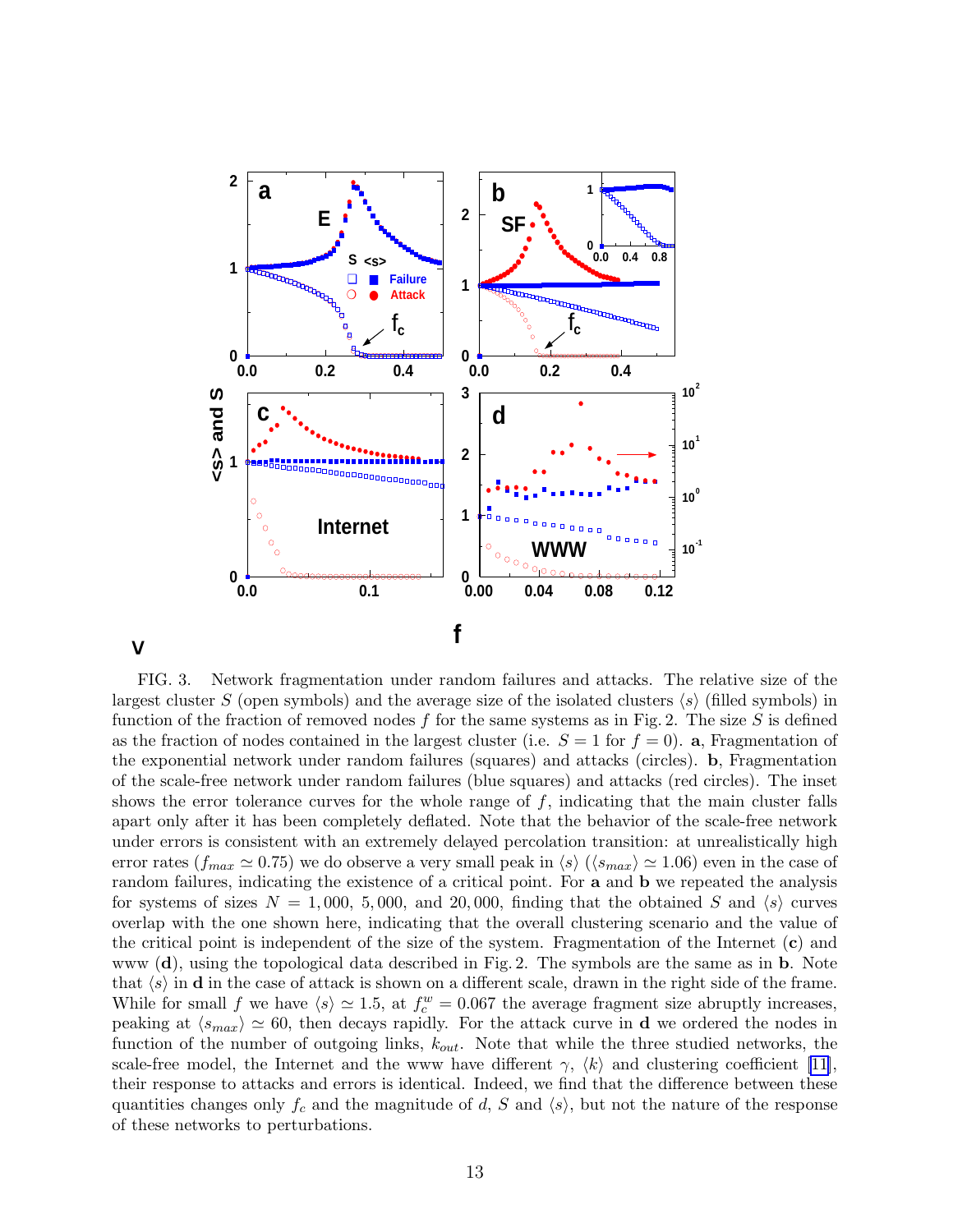FIG. 3. Network fragmentation under random failures and attacks. The relative size of the largest cluster $S$ (open symbols) and the average size of the isolated clusters $\langle s \rangle$ (filled symbols) in function of the fraction of removed nodes $f$ for the same systems as in Fig. 2. The size $S$ is defined as the fraction of nodes contained in the largest cluster (i.e. $S = 1$ for $f = 0$). **a**, Fragmentation of the exponential network under random failures (squares) and attacks (circles). **b**, Fragmentation of the scale-free network under random failures (blue squares) and attacks (red circles). The inset shows the error tolerance curves for the whole range of $f$, indicating that the main cluster falls apart only after it has been completely deflated. Note that the behavior of the scale-free network under errors is consistent with an extremely delayed percolation transition: at unrealistically high error rates ($f_{max} \simeq 0.75$) we do observe a very small peak in $\langle s \rangle$ ($\langle s_{max} \rangle \simeq 1.06$) even in the case of random failures, indicating the existence of a critical point. For **a** and **b** we repeated the analysis for systems of sizes $N = 1,000$, $5,000$, and $20,000$, finding that the obtained $S$ and $\langle s \rangle$ curves overlap with the one shown here, indicating that the overall clustering scenario and the value of the critical point is independent of the size of the system. Fragmentation of the Internet (**c**) and www (**d**), using the topological data described in Fig. 2. The symbols are the same as in **b**. Note that $\langle s \rangle$ in **d** in the case of attack is shown on a different scale, drawn in the right side of the frame. While for small $f$ we have $\langle s \rangle \simeq 1.5$, at $f_c^w = 0.067$ the average fragment size abruptly increases, peaking at $\langle s_{max} \rangle \simeq 60$, then decays rapidly. For the attack curve in **d** we ordered the nodes in function of the number of outgoing links, $k_{out}$. Note that while the three studied networks, the scale-free model, the Internet and the www have different $\gamma$, $\langle k \rangle$ and clustering coefficient [11], their response to attacks and errors is identical. Indeed, we find that the difference between these quantities changes only $f_c$ and the magnitude of $d$, $S$ and $\langle s \rangle$, but not the nature of the response of these networks to perturbations.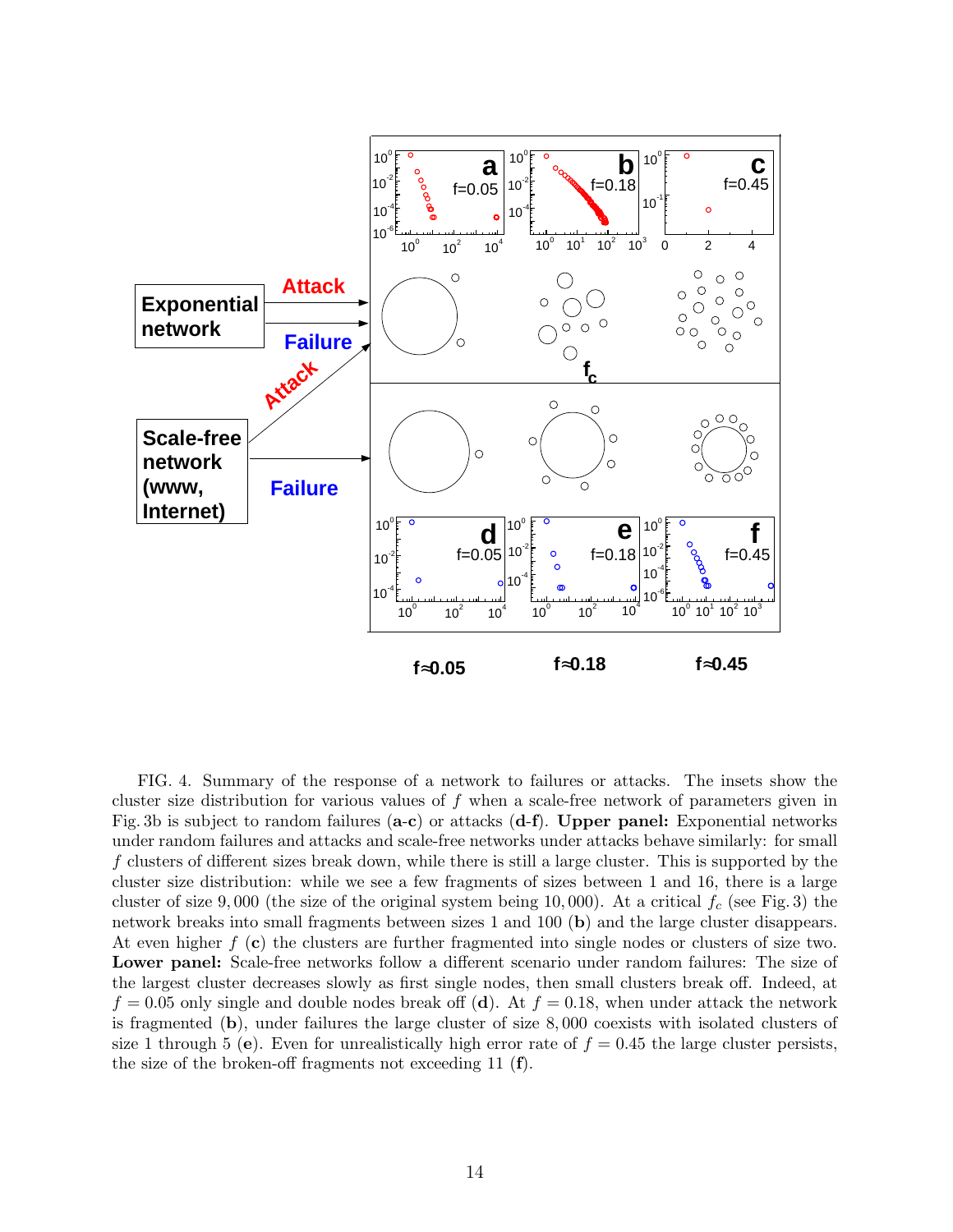Exponential network

Attack

Failure

Attack

Scale-free network (www, Internet)

Failure

a f=0.05

b f=0.18

c f=0.45

$f_c$

d f=0.05

e f=0.18

f f=0.45

f≈0.05 f≈0.18 f≈0.45

FIG. 4. Summary of the response of a network to failures or attacks. The insets show the cluster size distribution for various values of $f$ when a scale-free network of parameters given in Fig. 3b is subject to random failures (**a**-**c**) or attacks (**d**-**f**). **Upper panel:** Exponential networks under random failures and attacks and scale-free networks under attacks behave similarly: for small $f$ clusters of different sizes break down, while there is still a large cluster. This is supported by the cluster size distribution: while we see a few fragments of sizes between 1 and 16, there is a large cluster of size 9,000 (the size of the original system being 10,000). At a critical $f_c$ (see Fig. 3) the network breaks into small fragments between sizes 1 and 100 (**b**) and the large cluster disappears. At even higher $f$ (**c**) the clusters are further fragmented into single nodes or clusters of size two. **Lower panel:** Scale-free networks follow a different scenario under random failures: The size of the largest cluster decreases slowly as first single nodes, then small clusters break off. Indeed, at $f = 0.05$ only single and double nodes break off (**d**). At $f = 0.18$, when under attack the network is fragmented (**b**), under failures the large cluster of size 8,000 coexists with isolated clusters of size 1 through 5 (**e**). Even for unrealistically high error rate of $f = 0.45$ the large cluster persists, the size of the broken-off fragments not exceeding 11 (**f**).